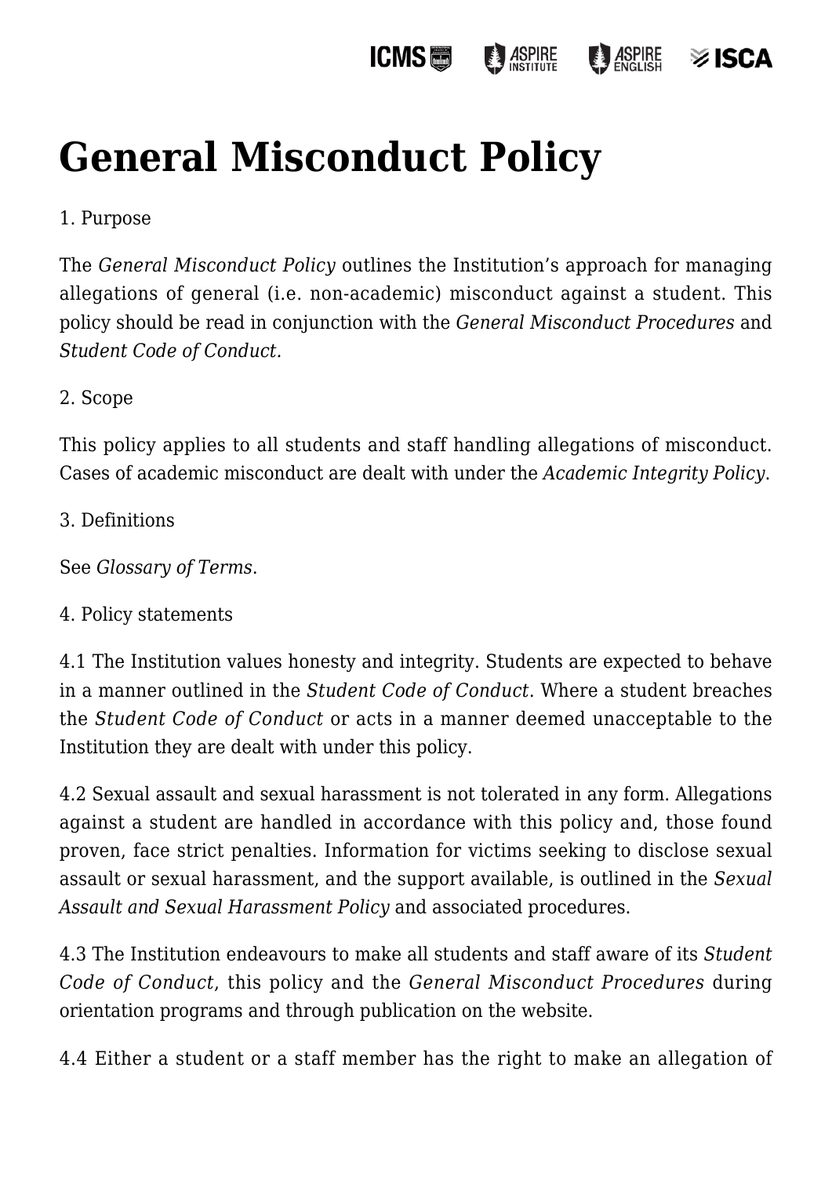# General Misconduct Policy

1. Purpose

The *General Misconduct Policy* outlines the Institution's approach for managing allegations of general (i.e. non-academic) misconduct against a student. This policy should be read in conjunction with the *General Misconduct Procedures* and *Student Code of Conduct.*

2. Scope

This policy applies to all students and staff handling allegations of misconduct. Cases of academic misconduct are dealt with under the *Academic Integrity Policy*.

3. Definitions

See *Glossary of Terms*.

4. Policy statements

4.1 The Institution values honesty and integrity. Students are expected to behave in a manner outlined in the *Student Code of Conduct*. Where a student breaches the *Student Code of Conduct* or acts in a manner deemed unacceptable to the Institution they are dealt with under this policy.

4.2 Sexual assault and sexual harassment is not tolerated in any form. Allegations against a student are handled in accordance with this policy and, those found proven, face strict penalties. Information for victims seeking to disclose sexual assault or sexual harassment, and the support available, is outlined in the *Sexual Assault and Sexual Harassment Policy* and associated procedures.

4.3 The Institution endeavours to make all students and staff aware of its *Student Code of Conduct*, this policy and the *General Misconduct Procedures* during orientation programs and through publication on the website.

4.4 Either a student or a staff member has the right to make an allegation of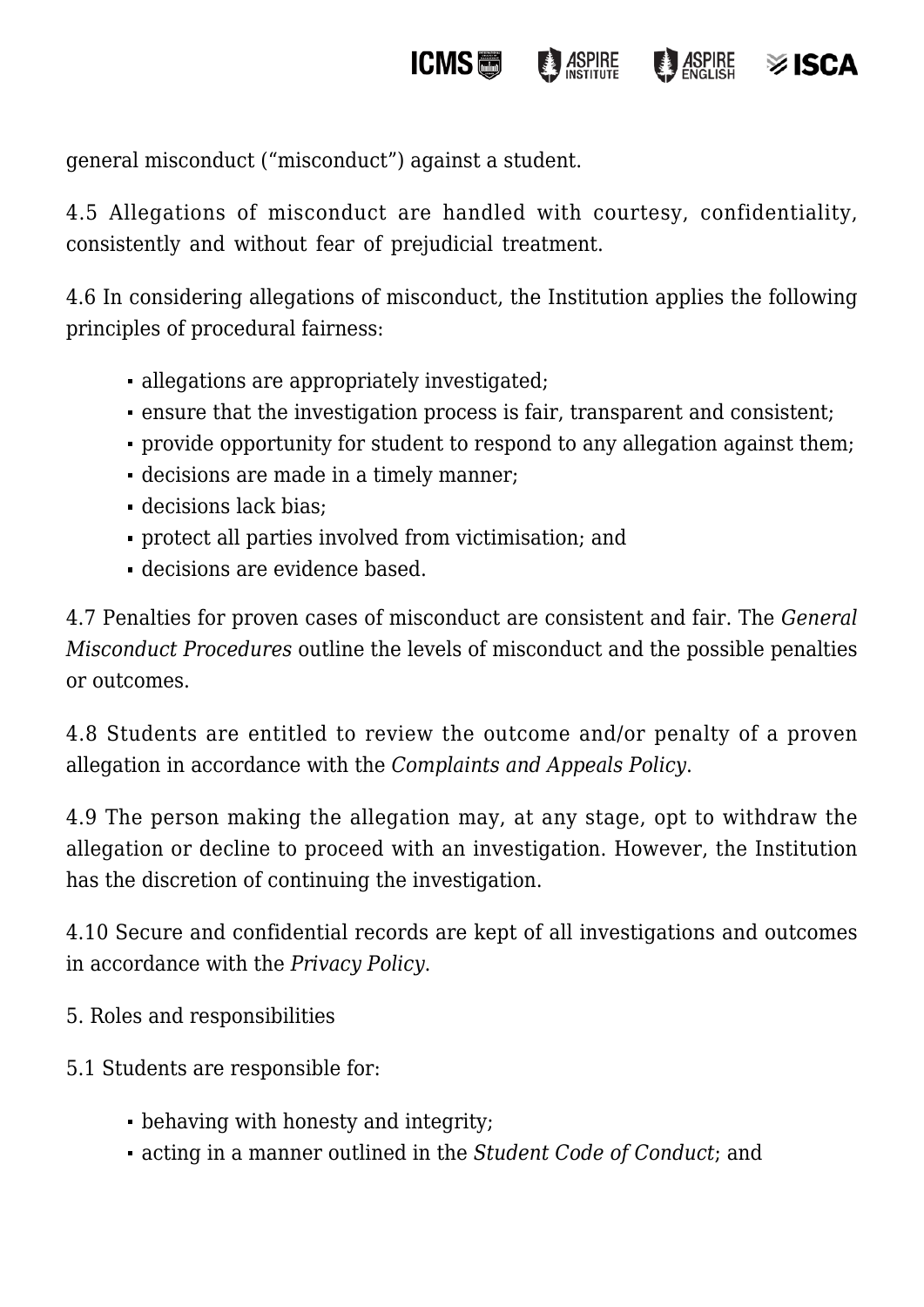general misconduct (“misconduct”) against a student.

4.5 Allegations of misconduct are handled with courtesy, confidentiality, consistently and without fear of prejudicial treatment.

4.6 In considering allegations of misconduct, the Institution applies the following principles of procedural fairness:

- allegations are appropriately investigated;
- ensure that the investigation process is fair, transparent and consistent;
- provide opportunity for student to respond to any allegation against them;
- decisions are made in a timely manner;
- decisions lack bias;
- protect all parties involved from victimisation; and
- decisions are evidence based.

4.7 Penalties for proven cases of misconduct are consistent and fair. The *General Misconduct Procedures* outline the levels of misconduct and the possible penalties or outcomes.

4.8 Students are entitled to review the outcome and/or penalty of a proven allegation in accordance with the *Complaints and Appeals Policy*.

4.9 The person making the allegation may, at any stage, opt to withdraw the allegation or decline to proceed with an investigation. However, the Institution has the discretion of continuing the investigation.

4.10 Secure and confidential records are kept of all investigations and outcomes in accordance with the *Privacy Policy*.

5. Roles and responsibilities

5.1 Students are responsible for:

- behaving with honesty and integrity;
- acting in a manner outlined in the *Student Code of Conduct*; and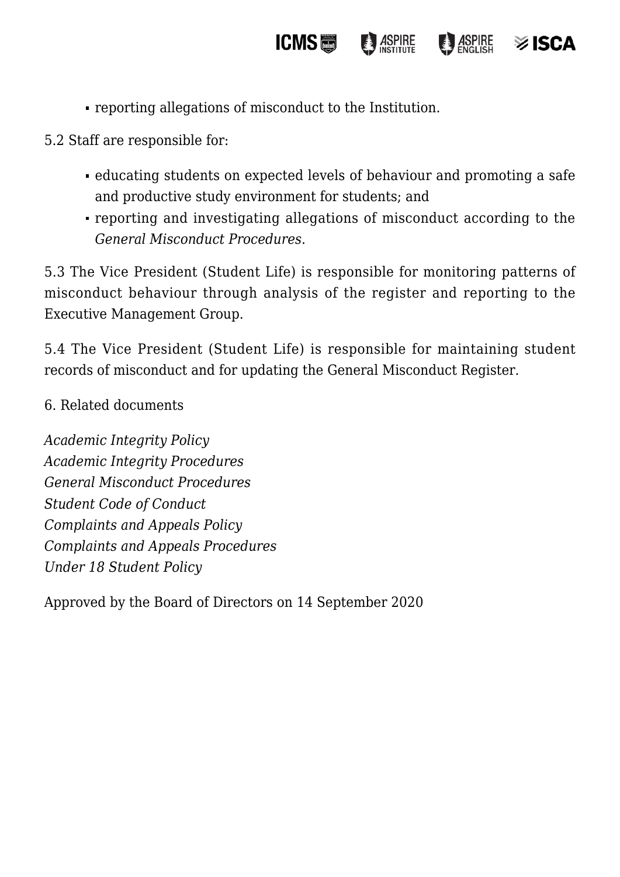- reporting allegations of misconduct to the Institution.

5.2 Staff are responsible for:

- educating students on expected levels of behaviour and promoting a safe and productive study environment for students; and
- reporting and investigating allegations of misconduct according to the *General Misconduct Procedures*.

5.3 The Vice President (Student Life) is responsible for monitoring patterns of misconduct behaviour through analysis of the register and reporting to the Executive Management Group.

5.4 The Vice President (Student Life) is responsible for maintaining student records of misconduct and for updating the General Misconduct Register.

6. Related documents

*Academic Integrity Policy*
*Academic Integrity Procedures*
*General Misconduct Procedures*
*Student Code of Conduct*
*Complaints and Appeals Policy*
*Complaints and Appeals Procedures*
*Under 18 Student Policy*

Approved by the Board of Directors on 14 September 2020